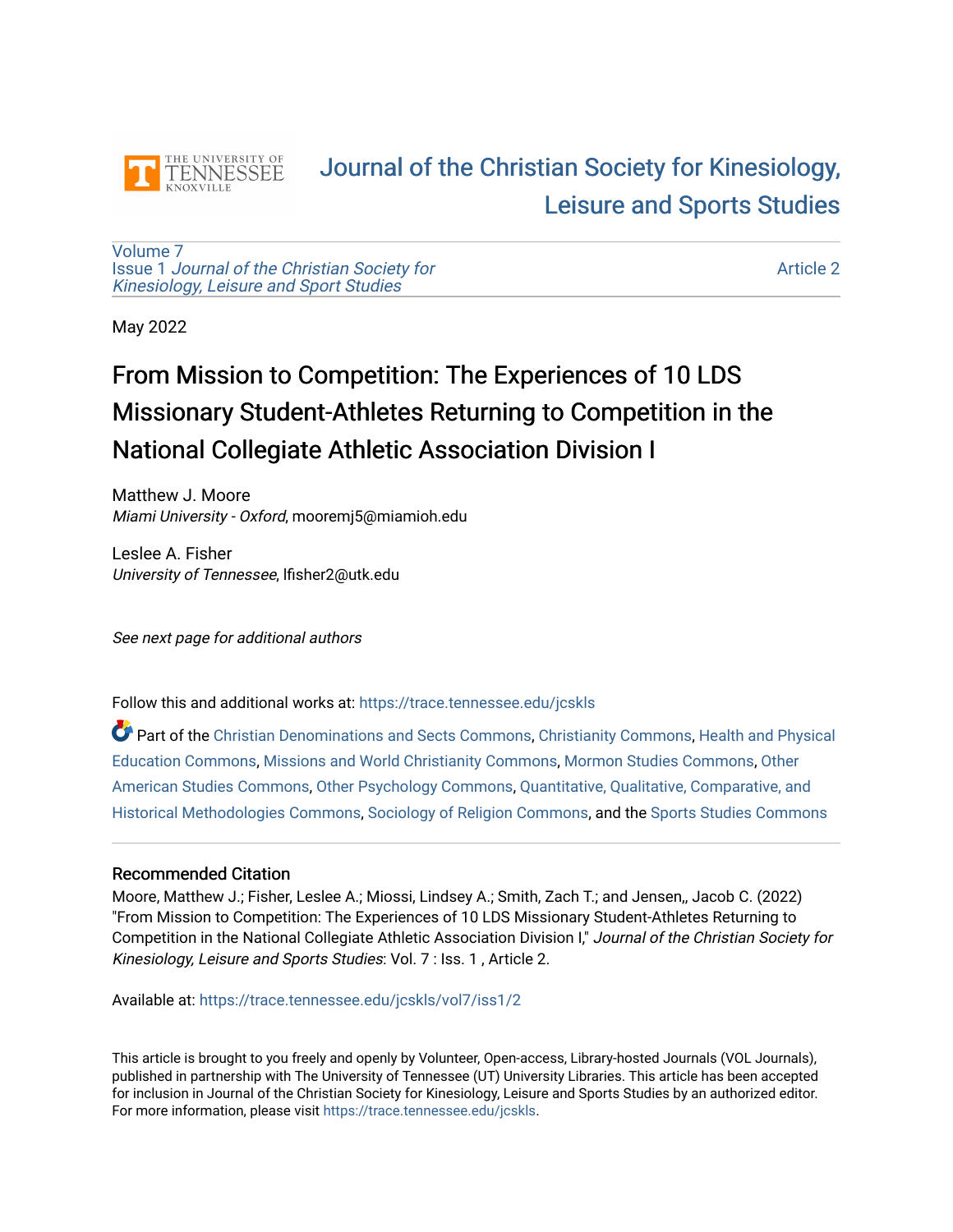# Journal of the Christian Society for Kinesiology, Leisure and Sports Studies

Volume 7
Issue 1 *Journal of the Christian Society for Kinesiology, Leisure and Sport Studies*

Article 2

May 2022

# From Mission to Competition: The Experiences of 10 LDS Missionary Student-Athletes Returning to Competition in the National Collegiate Athletic Association Division I

Matthew J. Moore
*Miami University - Oxford*, mooremj5@miamioh.edu

Leslee A. Fisher
*University of Tennessee*, lfisher2@utk.edu

*See next page for additional authors*

Follow this and additional works at: https://trace.tennessee.edu/jcskls

Part of the Christian Denominations and Sects Commons, Christianity Commons, Health and Physical Education Commons, Missions and World Christianity Commons, Mormon Studies Commons, Other American Studies Commons, Other Psychology Commons, Quantitative, Qualitative, Comparative, and Historical Methodologies Commons, Sociology of Religion Commons, and the Sports Studies Commons

## Recommended Citation

Moore, Matthew J.; Fisher, Leslee A.; Miossi, Lindsey A.; Smith, Zach T.; and Jensen,, Jacob C. (2022) "From Mission to Competition: The Experiences of 10 LDS Missionary Student-Athletes Returning to Competition in the National Collegiate Athletic Association Division I," *Journal of the Christian Society for Kinesiology, Leisure and Sports Studies*: Vol. 7 : Iss. 1 , Article 2.

Available at: https://trace.tennessee.edu/jcskls/vol7/iss1/2

This article is brought to you freely and openly by Volunteer, Open-access, Library-hosted Journals (VOL Journals), published in partnership with The University of Tennessee (UT) University Libraries. This article has been accepted for inclusion in Journal of the Christian Society for Kinesiology, Leisure and Sports Studies by an authorized editor. For more information, please visit https://trace.tennessee.edu/jcskls.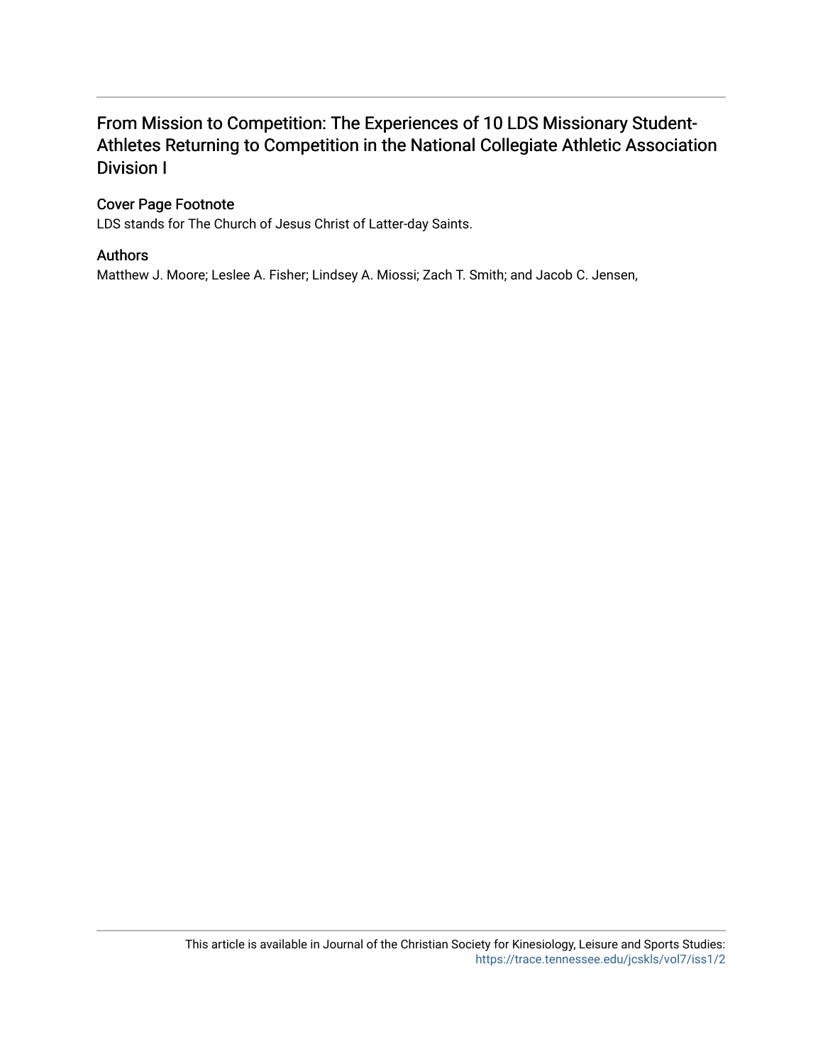# From Mission to Competition: The Experiences of 10 LDS Missionary Student-Athletes Returning to Competition in the National Collegiate Athletic Association Division I

## Cover Page Footnote

LDS stands for The Church of Jesus Christ of Latter-day Saints.

## Authors

Matthew J. Moore; Leslee A. Fisher; Lindsey A. Miossi; Zach T. Smith; and Jacob C. Jensen,

This article is available in Journal of the Christian Society for Kinesiology, Leisure and Sports Studies: https://trace.tennessee.edu/jcskls/vol7/iss1/2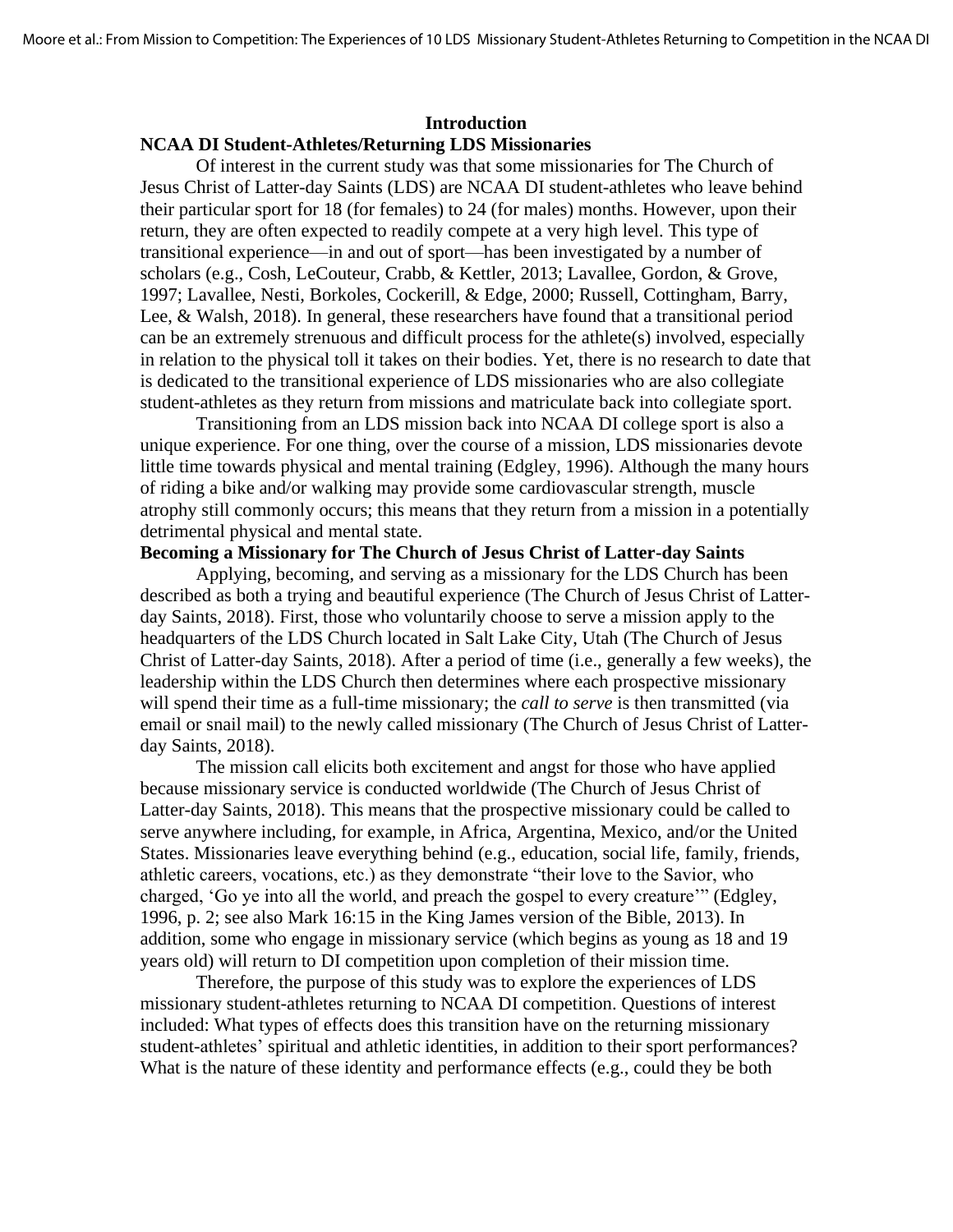## Introduction

### NCAA DI Student-Athletes/Returning LDS Missionaries

Of interest in the current study was that some missionaries for The Church of Jesus Christ of Latter-day Saints (LDS) are NCAA DI student-athletes who leave behind their particular sport for 18 (for females) to 24 (for males) months. However, upon their return, they are often expected to readily compete at a very high level. This type of transitional experience—in and out of sport—has been investigated by a number of scholars (e.g., Cosh, LeCouteur, Crabb, & Kettler, 2013; Lavallee, Gordon, & Grove, 1997; Lavallee, Nesti, Borkoles, Cockerill, & Edge, 2000; Russell, Cottingham, Barry, Lee, & Walsh, 2018). In general, these researchers have found that a transitional period can be an extremely strenuous and difficult process for the athlete(s) involved, especially in relation to the physical toll it takes on their bodies. Yet, there is no research to date that is dedicated to the transitional experience of LDS missionaries who are also collegiate student-athletes as they return from missions and matriculate back into collegiate sport.

Transitioning from an LDS mission back into NCAA DI college sport is also a unique experience. For one thing, over the course of a mission, LDS missionaries devote little time towards physical and mental training (Edgley, 1996). Although the many hours of riding a bike and/or walking may provide some cardiovascular strength, muscle atrophy still commonly occurs; this means that they return from a mission in a potentially detrimental physical and mental state.

### Becoming a Missionary for The Church of Jesus Christ of Latter-day Saints

Applying, becoming, and serving as a missionary for the LDS Church has been described as both a trying and beautiful experience (The Church of Jesus Christ of Latter-day Saints, 2018). First, those who voluntarily choose to serve a mission apply to the headquarters of the LDS Church located in Salt Lake City, Utah (The Church of Jesus Christ of Latter-day Saints, 2018). After a period of time (i.e., generally a few weeks), the leadership within the LDS Church then determines where each prospective missionary will spend their time as a full-time missionary; the *call to serve* is then transmitted (via email or snail mail) to the newly called missionary (The Church of Jesus Christ of Latter-day Saints, 2018).

The mission call elicits both excitement and angst for those who have applied because missionary service is conducted worldwide (The Church of Jesus Christ of Latter-day Saints, 2018). This means that the prospective missionary could be called to serve anywhere including, for example, in Africa, Argentina, Mexico, and/or the United States. Missionaries leave everything behind (e.g., education, social life, family, friends, athletic careers, vocations, etc.) as they demonstrate "their love to the Savior, who charged, 'Go ye into all the world, and preach the gospel to every creature'" (Edgley, 1996, p. 2; see also Mark 16:15 in the King James version of the Bible, 2013). In addition, some who engage in missionary service (which begins as young as 18 and 19 years old) will return to DI competition upon completion of their mission time.

Therefore, the purpose of this study was to explore the experiences of LDS missionary student-athletes returning to NCAA DI competition. Questions of interest included: What types of effects does this transition have on the returning missionary student-athletes' spiritual and athletic identities, in addition to their sport performances? What is the nature of these identity and performance effects (e.g., could they be both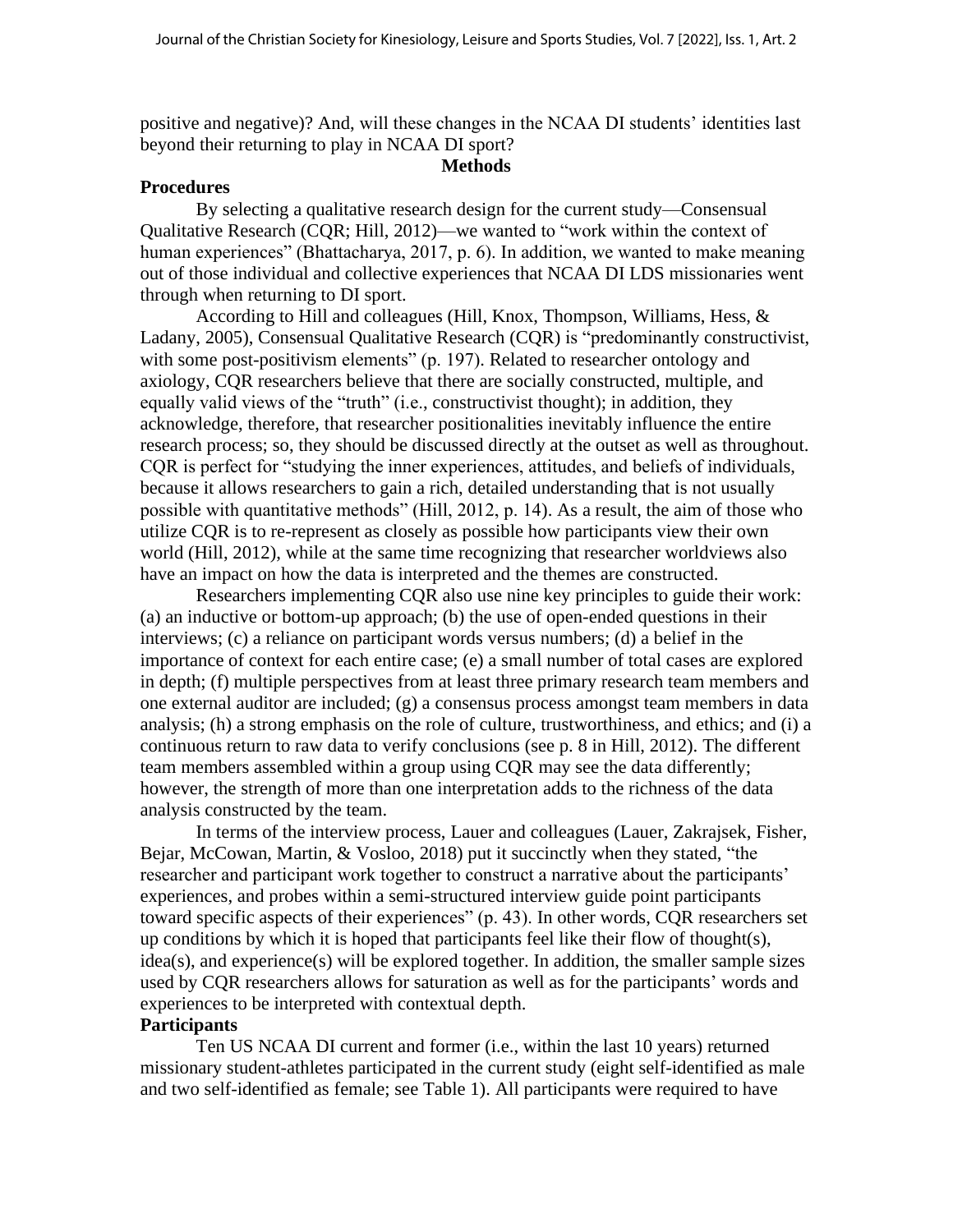positive and negative)? And, will these changes in the NCAA DI students' identities last beyond their returning to play in NCAA DI sport?

## Methods

### Procedures

By selecting a qualitative research design for the current study—Consensual Qualitative Research (CQR; Hill, 2012)—we wanted to "work within the context of human experiences" (Bhattacharya, 2017, p. 6). In addition, we wanted to make meaning out of those individual and collective experiences that NCAA DI LDS missionaries went through when returning to DI sport.

According to Hill and colleagues (Hill, Knox, Thompson, Williams, Hess, & Ladany, 2005), Consensual Qualitative Research (CQR) is "predominantly constructivist, with some post-positivism elements" (p. 197). Related to researcher ontology and axiology, CQR researchers believe that there are socially constructed, multiple, and equally valid views of the "truth" (i.e., constructivist thought); in addition, they acknowledge, therefore, that researcher positionalities inevitably influence the entire research process; so, they should be discussed directly at the outset as well as throughout. CQR is perfect for "studying the inner experiences, attitudes, and beliefs of individuals, because it allows researchers to gain a rich, detailed understanding that is not usually possible with quantitative methods" (Hill, 2012, p. 14). As a result, the aim of those who utilize CQR is to re-represent as closely as possible how participants view their own world (Hill, 2012), while at the same time recognizing that researcher worldviews also have an impact on how the data is interpreted and the themes are constructed.

Researchers implementing CQR also use nine key principles to guide their work: (a) an inductive or bottom-up approach; (b) the use of open-ended questions in their interviews; (c) a reliance on participant words versus numbers; (d) a belief in the importance of context for each entire case; (e) a small number of total cases are explored in depth; (f) multiple perspectives from at least three primary research team members and one external auditor are included; (g) a consensus process amongst team members in data analysis; (h) a strong emphasis on the role of culture, trustworthiness, and ethics; and (i) a continuous return to raw data to verify conclusions (see p. 8 in Hill, 2012). The different team members assembled within a group using CQR may see the data differently; however, the strength of more than one interpretation adds to the richness of the data analysis constructed by the team.

In terms of the interview process, Lauer and colleagues (Lauer, Zakrajsek, Fisher, Bejar, McCowan, Martin, & Vosloo, 2018) put it succinctly when they stated, "the researcher and participant work together to construct a narrative about the participants' experiences, and probes within a semi-structured interview guide point participants toward specific aspects of their experiences" (p. 43). In other words, CQR researchers set up conditions by which it is hoped that participants feel like their flow of thought(s), idea(s), and experience(s) will be explored together. In addition, the smaller sample sizes used by CQR researchers allows for saturation as well as for the participants' words and experiences to be interpreted with contextual depth.

### Participants

Ten US NCAA DI current and former (i.e., within the last 10 years) returned missionary student-athletes participated in the current study (eight self-identified as male and two self-identified as female; see Table 1). All participants were required to have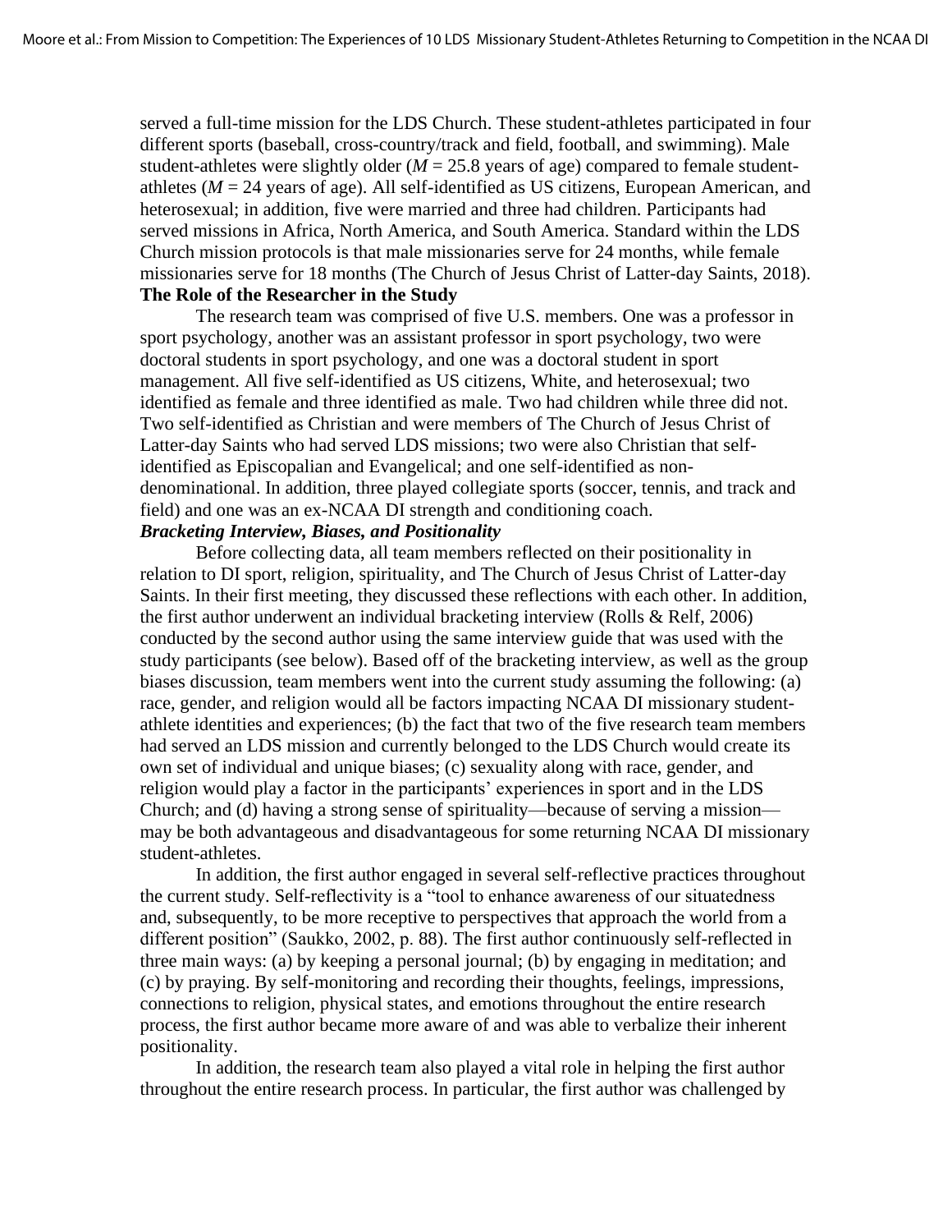served a full-time mission for the LDS Church. These student-athletes participated in four different sports (baseball, cross-country/track and field, football, and swimming). Male student-athletes were slightly older ($M$ = 25.8 years of age) compared to female student-athletes ($M$ = 24 years of age). All self-identified as US citizens, European American, and heterosexual; in addition, five were married and three had children. Participants had served missions in Africa, North America, and South America. Standard within the LDS Church mission protocols is that male missionaries serve for 24 months, while female missionaries serve for 18 months (The Church of Jesus Christ of Latter-day Saints, 2018).

### The Role of the Researcher in the Study

The research team was comprised of five U.S. members. One was a professor in sport psychology, another was an assistant professor in sport psychology, two were doctoral students in sport psychology, and one was a doctoral student in sport management. All five self-identified as US citizens, White, and heterosexual; two identified as female and three identified as male. Two had children while three did not. Two self-identified as Christian and were members of The Church of Jesus Christ of Latter-day Saints who had served LDS missions; two were also Christian that self-identified as Episcopalian and Evangelical; and one self-identified as non-denominational. In addition, three played collegiate sports (soccer, tennis, and track and field) and one was an ex-NCAA DI strength and conditioning coach.

#### *Bracketing Interview, Biases, and Positionality*

Before collecting data, all team members reflected on their positionality in relation to DI sport, religion, spirituality, and The Church of Jesus Christ of Latter-day Saints. In their first meeting, they discussed these reflections with each other. In addition, the first author underwent an individual bracketing interview (Rolls & Relf, 2006) conducted by the second author using the same interview guide that was used with the study participants (see below). Based off of the bracketing interview, as well as the group biases discussion, team members went into the current study assuming the following: (a) race, gender, and religion would all be factors impacting NCAA DI missionary student-athlete identities and experiences; (b) the fact that two of the five research team members had served an LDS mission and currently belonged to the LDS Church would create its own set of individual and unique biases; (c) sexuality along with race, gender, and religion would play a factor in the participants' experiences in sport and in the LDS Church; and (d) having a strong sense of spirituality—because of serving a mission—may be both advantageous and disadvantageous for some returning NCAA DI missionary student-athletes.

In addition, the first author engaged in several self-reflective practices throughout the current study. Self-reflectivity is a "tool to enhance awareness of our situatedness and, subsequently, to be more receptive to perspectives that approach the world from a different position" (Saukko, 2002, p. 88). The first author continuously self-reflected in three main ways: (a) by keeping a personal journal; (b) by engaging in meditation; and (c) by praying. By self-monitoring and recording their thoughts, feelings, impressions, connections to religion, physical states, and emotions throughout the entire research process, the first author became more aware of and was able to verbalize their inherent positionality.

In addition, the research team also played a vital role in helping the first author throughout the entire research process. In particular, the first author was challenged by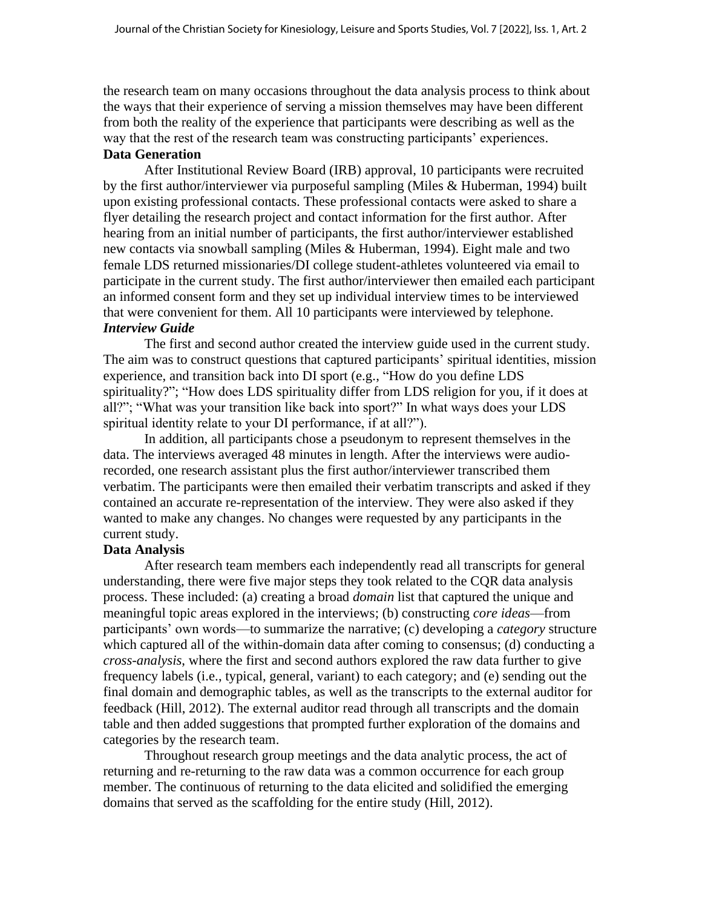the research team on many occasions throughout the data analysis process to think about the ways that their experience of serving a mission themselves may have been different from both the reality of the experience that participants were describing as well as the way that the rest of the research team was constructing participants' experiences.

## Data Generation

After Institutional Review Board (IRB) approval, 10 participants were recruited by the first author/interviewer via purposeful sampling (Miles & Huberman, 1994) built upon existing professional contacts. These professional contacts were asked to share a flyer detailing the research project and contact information for the first author. After hearing from an initial number of participants, the first author/interviewer established new contacts via snowball sampling (Miles & Huberman, 1994). Eight male and two female LDS returned missionaries/DI college student-athletes volunteered via email to participate in the current study. The first author/interviewer then emailed each participant an informed consent form and they set up individual interview times to be interviewed that were convenient for them. All 10 participants were interviewed by telephone.

### *Interview Guide*

The first and second author created the interview guide used in the current study. The aim was to construct questions that captured participants' spiritual identities, mission experience, and transition back into DI sport (e.g., "How do you define LDS spirituality?"; "How does LDS spirituality differ from LDS religion for you, if it does at all?"; "What was your transition like back into sport?" In what ways does your LDS spiritual identity relate to your DI performance, if at all?").

In addition, all participants chose a pseudonym to represent themselves in the data. The interviews averaged 48 minutes in length. After the interviews were audio-recorded, one research assistant plus the first author/interviewer transcribed them verbatim. The participants were then emailed their verbatim transcripts and asked if they contained an accurate re-representation of the interview. They were also asked if they wanted to make any changes. No changes were requested by any participants in the current study.

## Data Analysis

After research team members each independently read all transcripts for general understanding, there were five major steps they took related to the CQR data analysis process. These included: (a) creating a broad *domain* list that captured the unique and meaningful topic areas explored in the interviews; (b) constructing *core ideas*—from participants' own words—to summarize the narrative; (c) developing a *category* structure which captured all of the within-domain data after coming to consensus; (d) conducting a *cross-analysis*, where the first and second authors explored the raw data further to give frequency labels (i.e., typical, general, variant) to each category; and (e) sending out the final domain and demographic tables, as well as the transcripts to the external auditor for feedback (Hill, 2012). The external auditor read through all transcripts and the domain table and then added suggestions that prompted further exploration of the domains and categories by the research team.

Throughout research group meetings and the data analytic process, the act of returning and re-returning to the raw data was a common occurrence for each group member. The continuous of returning to the data elicited and solidified the emerging domains that served as the scaffolding for the entire study (Hill, 2012).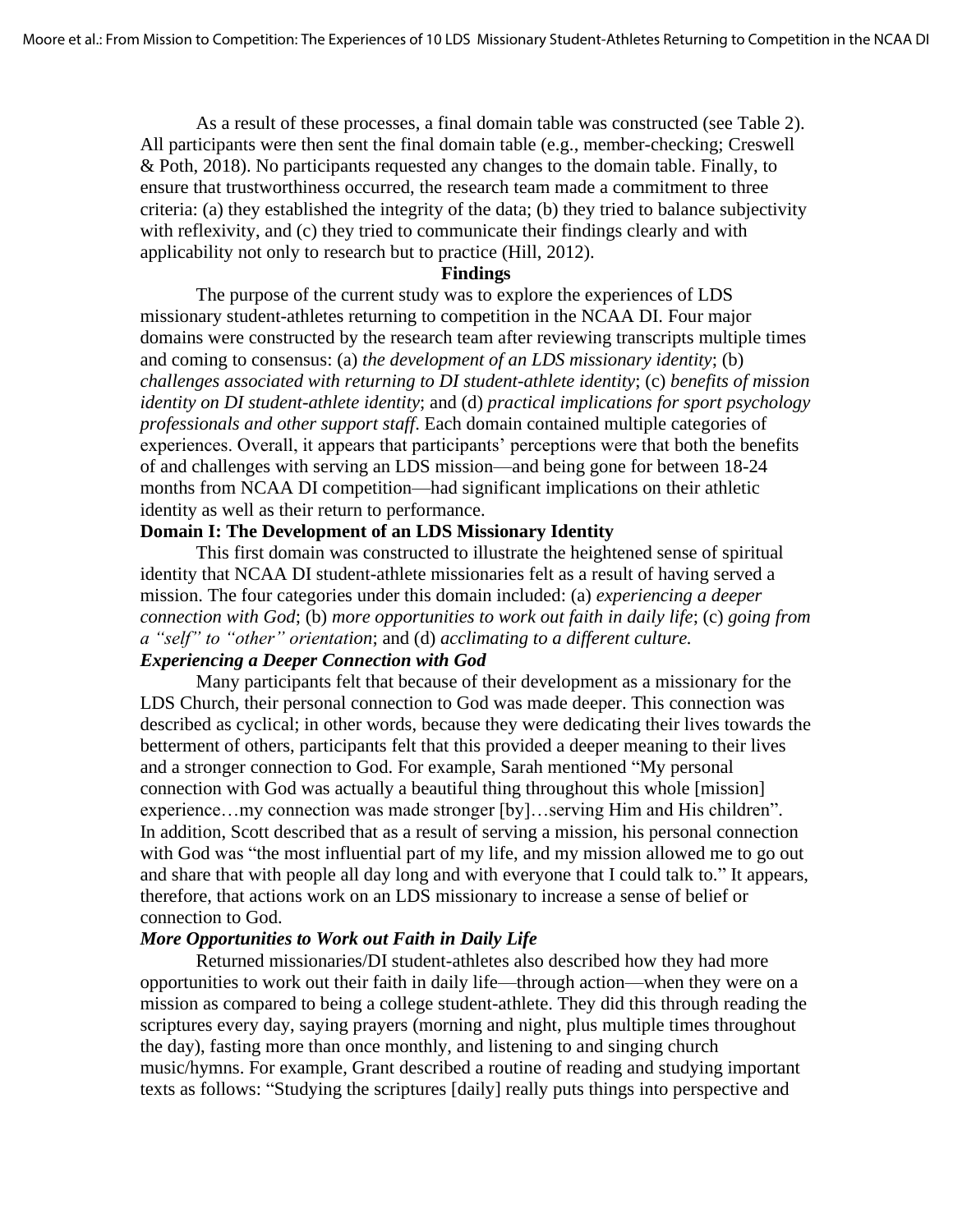As a result of these processes, a final domain table was constructed (see Table 2). All participants were then sent the final domain table (e.g., member-checking; Creswell & Poth, 2018). No participants requested any changes to the domain table. Finally, to ensure that trustworthiness occurred, the research team made a commitment to three criteria: (a) they established the integrity of the data; (b) they tried to balance subjectivity with reflexivity, and (c) they tried to communicate their findings clearly and with applicability not only to research but to practice (Hill, 2012).

## Findings

The purpose of the current study was to explore the experiences of LDS missionary student-athletes returning to competition in the NCAA DI. Four major domains were constructed by the research team after reviewing transcripts multiple times and coming to consensus: (a) *the development of an LDS missionary identity*; (b) *challenges associated with returning to DI student-athlete identity*; (c) *benefits of mission identity on DI student-athlete identity*; and (d) *practical implications for sport psychology professionals and other support staff*. Each domain contained multiple categories of experiences. Overall, it appears that participants' perceptions were that both the benefits of and challenges with serving an LDS mission—and being gone for between 18-24 months from NCAA DI competition—had significant implications on their athletic identity as well as their return to performance.

### Domain I: The Development of an LDS Missionary Identity

This first domain was constructed to illustrate the heightened sense of spiritual identity that NCAA DI student-athlete missionaries felt as a result of having served a mission. The four categories under this domain included: (a) *experiencing a deeper connection with God*; (b) *more opportunities to work out faith in daily life*; (c) *going from a "self" to "other" orientation*; and (d) *acclimating to a different culture.*

#### *Experiencing a Deeper Connection with God*

Many participants felt that because of their development as a missionary for the LDS Church, their personal connection to God was made deeper. This connection was described as cyclical; in other words, because they were dedicating their lives towards the betterment of others, participants felt that this provided a deeper meaning to their lives and a stronger connection to God. For example, Sarah mentioned "My personal connection with God was actually a beautiful thing throughout this whole [mission] experience…my connection was made stronger [by]…serving Him and His children". In addition, Scott described that as a result of serving a mission, his personal connection with God was "the most influential part of my life, and my mission allowed me to go out and share that with people all day long and with everyone that I could talk to." It appears, therefore, that actions work on an LDS missionary to increase a sense of belief or connection to God.

#### *More Opportunities to Work out Faith in Daily Life*

Returned missionaries/DI student-athletes also described how they had more opportunities to work out their faith in daily life—through action—when they were on a mission as compared to being a college student-athlete. They did this through reading the scriptures every day, saying prayers (morning and night, plus multiple times throughout the day), fasting more than once monthly, and listening to and singing church music/hymns. For example, Grant described a routine of reading and studying important texts as follows: "Studying the scriptures [daily] really puts things into perspective and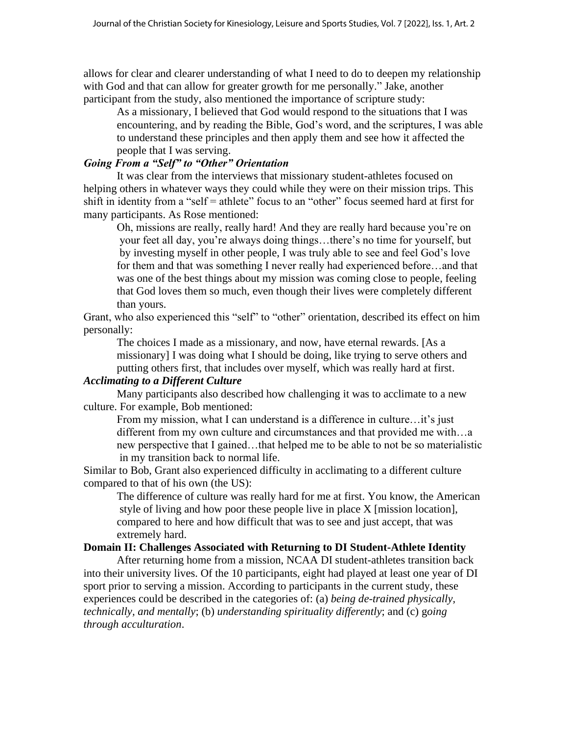allows for clear and clearer understanding of what I need to do to deepen my relationship with God and that can allow for greater growth for me personally." Jake, another participant from the study, also mentioned the importance of scripture study:

> As a missionary, I believed that God would respond to the situations that I was encountering, and by reading the Bible, God's word, and the scriptures, I was able to understand these principles and then apply them and see how it affected the people that I was serving.

***Going From a "Self" to "Other" Orientation***

It was clear from the interviews that missionary student-athletes focused on helping others in whatever ways they could while they were on their mission trips. This shift in identity from a "self = athlete" focus to an "other" focus seemed hard at first for many participants. As Rose mentioned:

> Oh, missions are really, really hard! And they are really hard because you're on your feet all day, you're always doing things…there's no time for yourself, but by investing myself in other people, I was truly able to see and feel God's love for them and that was something I never really had experienced before…and that was one of the best things about my mission was coming close to people, feeling that God loves them so much, even though their lives were completely different than yours.

Grant, who also experienced this "self" to "other" orientation, described its effect on him personally:

> The choices I made as a missionary, and now, have eternal rewards. [As a missionary] I was doing what I should be doing, like trying to serve others and putting others first, that includes over myself, which was really hard at first.

***Acclimating to a Different Culture***

Many participants also described how challenging it was to acclimate to a new culture. For example, Bob mentioned:

> From my mission, what I can understand is a difference in culture…it's just different from my own culture and circumstances and that provided me with…a new perspective that I gained…that helped me to be able to not be so materialistic in my transition back to normal life.

Similar to Bob, Grant also experienced difficulty in acclimating to a different culture compared to that of his own (the US):

> The difference of culture was really hard for me at first. You know, the American style of living and how poor these people live in place X [mission location], compared to here and how difficult that was to see and just accept, that was extremely hard.

**Domain II: Challenges Associated with Returning to DI Student-Athlete Identity**

After returning home from a mission, NCAA DI student-athletes transition back into their university lives. Of the 10 participants, eight had played at least one year of DI sport prior to serving a mission. According to participants in the current study, these experiences could be described in the categories of: (a) *being de-trained physically, technically, and mentally*; (b) *understanding spirituality differently*; and (c) *going through acculturation*.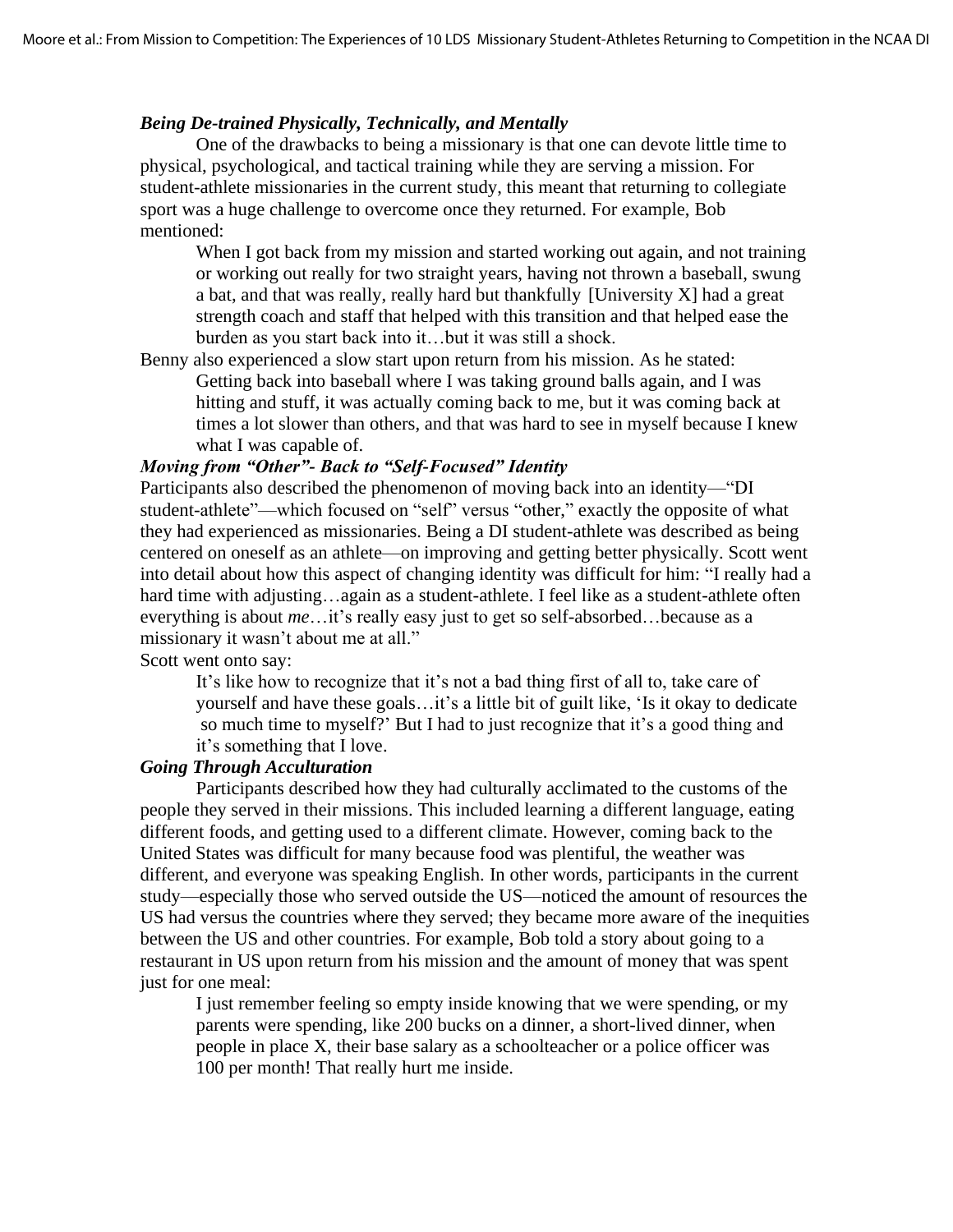### *Being De-trained Physically, Technically, and Mentally*

One of the drawbacks to being a missionary is that one can devote little time to physical, psychological, and tactical training while they are serving a mission. For student-athlete missionaries in the current study, this meant that returning to collegiate sport was a huge challenge to overcome once they returned. For example, Bob mentioned:

> When I got back from my mission and started working out again, and not training or working out really for two straight years, having not thrown a baseball, swung a bat, and that was really, really hard but thankfully [University X] had a great strength coach and staff that helped with this transition and that helped ease the burden as you start back into it…but it was still a shock.

Benny also experienced a slow start upon return from his mission. As he stated:

> Getting back into baseball where I was taking ground balls again, and I was hitting and stuff, it was actually coming back to me, but it was coming back at times a lot slower than others, and that was hard to see in myself because I knew what I was capable of.

### *Moving from "Other"- Back to "Self-Focused" Identity*

Participants also described the phenomenon of moving back into an identity—"DI student-athlete"—which focused on "self" versus "other," exactly the opposite of what they had experienced as missionaries. Being a DI student-athlete was described as being centered on oneself as an athlete—on improving and getting better physically. Scott went into detail about how this aspect of changing identity was difficult for him: "I really had a hard time with adjusting…again as a student-athlete. I feel like as a student-athlete often everything is about *me*…it's really easy just to get so self-absorbed…because as a missionary it wasn't about me at all."

Scott went onto say:

> It's like how to recognize that it's not a bad thing first of all to, take care of yourself and have these goals…it's a little bit of guilt like, 'Is it okay to dedicate so much time to myself?' But I had to just recognize that it's a good thing and it's something that I love.

### *Going Through Acculturation*

Participants described how they had culturally acclimated to the customs of the people they served in their missions. This included learning a different language, eating different foods, and getting used to a different climate. However, coming back to the United States was difficult for many because food was plentiful, the weather was different, and everyone was speaking English. In other words, participants in the current study—especially those who served outside the US—noticed the amount of resources the US had versus the countries where they served; they became more aware of the inequities between the US and other countries. For example, Bob told a story about going to a restaurant in US upon return from his mission and the amount of money that was spent just for one meal:

> I just remember feeling so empty inside knowing that we were spending, or my parents were spending, like 200 bucks on a dinner, a short-lived dinner, when people in place X, their base salary as a schoolteacher or a police officer was 100 per month! That really hurt me inside.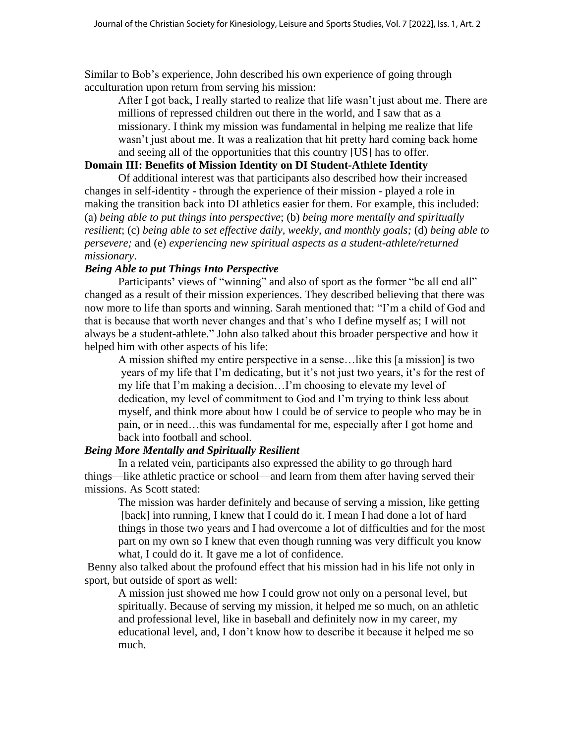Similar to Bob's experience, John described his own experience of going through acculturation upon return from serving his mission:

> After I got back, I really started to realize that life wasn't just about me. There are millions of repressed children out there in the world, and I saw that as a missionary. I think my mission was fundamental in helping me realize that life wasn't just about me. It was a realization that hit pretty hard coming back home and seeing all of the opportunities that this country [US] has to offer.

**Domain III: Benefits of Mission Identity on DI Student-Athlete Identity**

Of additional interest was that participants also described how their increased changes in self-identity - through the experience of their mission - played a role in making the transition back into DI athletics easier for them. For example, this included: (a) *being able to put things into perspective*; (b) *being more mentally and spiritually resilient*; (c) *being able to set effective daily, weekly, and monthly goals;* (d) *being able to persevere;* and (e) *experiencing new spiritual aspects as a student-athlete/returned missionary*.

***Being Able to put Things Into Perspective***

Participants' views of "winning" and also of sport as the former "be all end all" changed as a result of their mission experiences. They described believing that there was now more to life than sports and winning. Sarah mentioned that: "I'm a child of God and that is because that worth never changes and that's who I define myself as; I will not always be a student-athlete." John also talked about this broader perspective and how it helped him with other aspects of his life:

> A mission shifted my entire perspective in a sense…like this [a mission] is two years of my life that I'm dedicating, but it's not just two years, it's for the rest of my life that I'm making a decision…I'm choosing to elevate my level of dedication, my level of commitment to God and I'm trying to think less about myself, and think more about how I could be of service to people who may be in pain, or in need…this was fundamental for me, especially after I got home and back into football and school.

***Being More Mentally and Spiritually Resilient***

In a related vein, participants also expressed the ability to go through hard things—like athletic practice or school—and learn from them after having served their missions. As Scott stated:

> The mission was harder definitely and because of serving a mission, like getting [back] into running, I knew that I could do it. I mean I had done a lot of hard things in those two years and I had overcome a lot of difficulties and for the most part on my own so I knew that even though running was very difficult you know what, I could do it. It gave me a lot of confidence.

Benny also talked about the profound effect that his mission had in his life not only in sport, but outside of sport as well:

> A mission just showed me how I could grow not only on a personal level, but spiritually. Because of serving my mission, it helped me so much, on an athletic and professional level, like in baseball and definitely now in my career, my educational level, and, I don't know how to describe it because it helped me so much.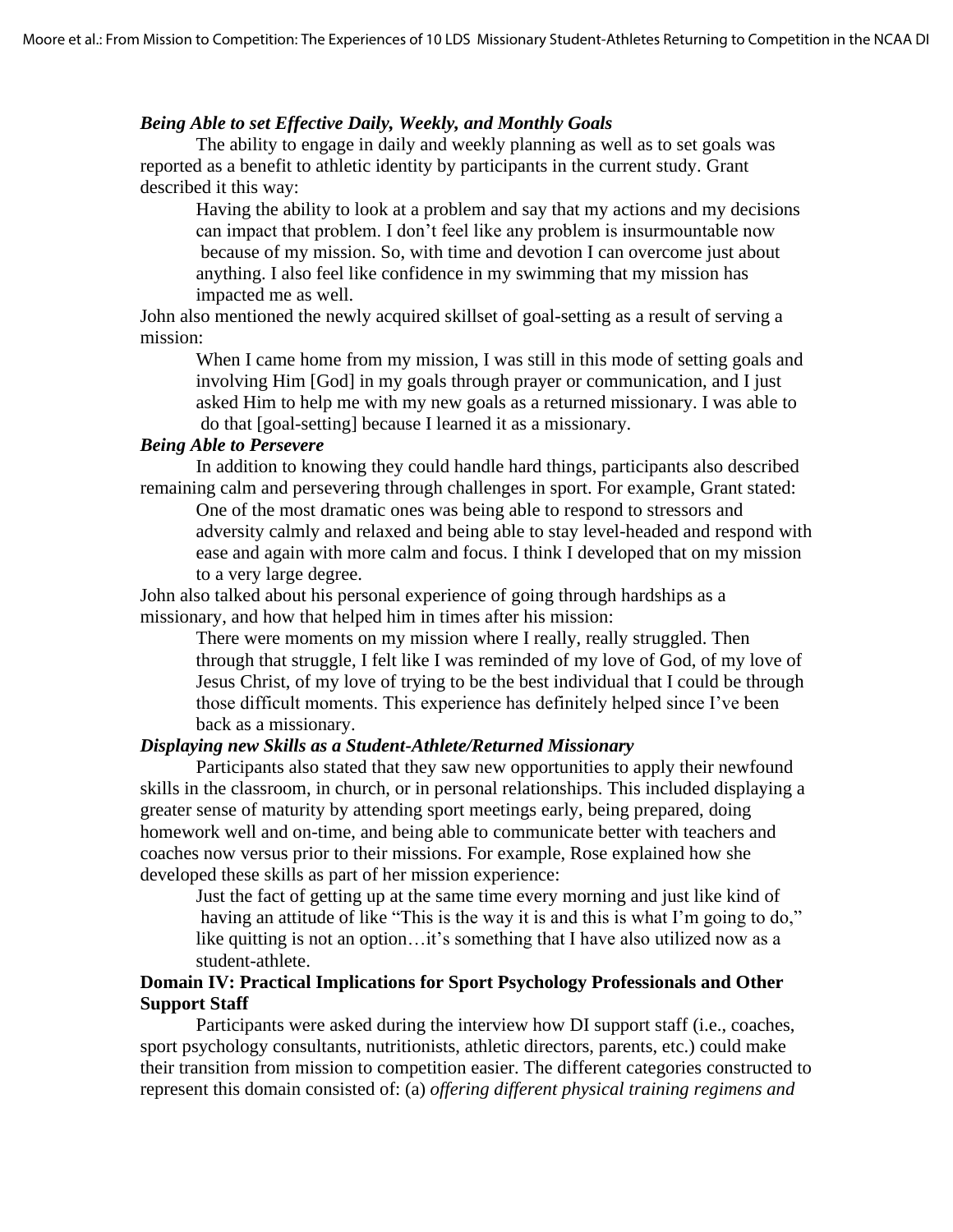### *Being Able to set Effective Daily, Weekly, and Monthly Goals*

The ability to engage in daily and weekly planning as well as to set goals was reported as a benefit to athletic identity by participants in the current study. Grant described it this way:

> Having the ability to look at a problem and say that my actions and my decisions can impact that problem. I don't feel like any problem is insurmountable now because of my mission. So, with time and devotion I can overcome just about anything. I also feel like confidence in my swimming that my mission has impacted me as well.

John also mentioned the newly acquired skillset of goal-setting as a result of serving a mission:

> When I came home from my mission, I was still in this mode of setting goals and involving Him [God] in my goals through prayer or communication, and I just asked Him to help me with my new goals as a returned missionary. I was able to do that [goal-setting] because I learned it as a missionary.

### *Being Able to Persevere*

In addition to knowing they could handle hard things, participants also described remaining calm and persevering through challenges in sport. For example, Grant stated:

> One of the most dramatic ones was being able to respond to stressors and adversity calmly and relaxed and being able to stay level-headed and respond with ease and again with more calm and focus. I think I developed that on my mission to a very large degree.

John also talked about his personal experience of going through hardships as a missionary, and how that helped him in times after his mission:

> There were moments on my mission where I really, really struggled. Then through that struggle, I felt like I was reminded of my love of God, of my love of Jesus Christ, of my love of trying to be the best individual that I could be through those difficult moments. This experience has definitely helped since I've been back as a missionary.

### *Displaying new Skills as a Student-Athlete/Returned Missionary*

Participants also stated that they saw new opportunities to apply their newfound skills in the classroom, in church, or in personal relationships. This included displaying a greater sense of maturity by attending sport meetings early, being prepared, doing homework well and on-time, and being able to communicate better with teachers and coaches now versus prior to their missions. For example, Rose explained how she developed these skills as part of her mission experience:

> Just the fact of getting up at the same time every morning and just like kind of having an attitude of like "This is the way it is and this is what I'm going to do," like quitting is not an option…it's something that I have also utilized now as a student-athlete.

## Domain IV: Practical Implications for Sport Psychology Professionals and Other Support Staff

Participants were asked during the interview how DI support staff (i.e., coaches, sport psychology consultants, nutritionists, athletic directors, parents, etc.) could make their transition from mission to competition easier. The different categories constructed to represent this domain consisted of: (a) *offering different physical training regimens and*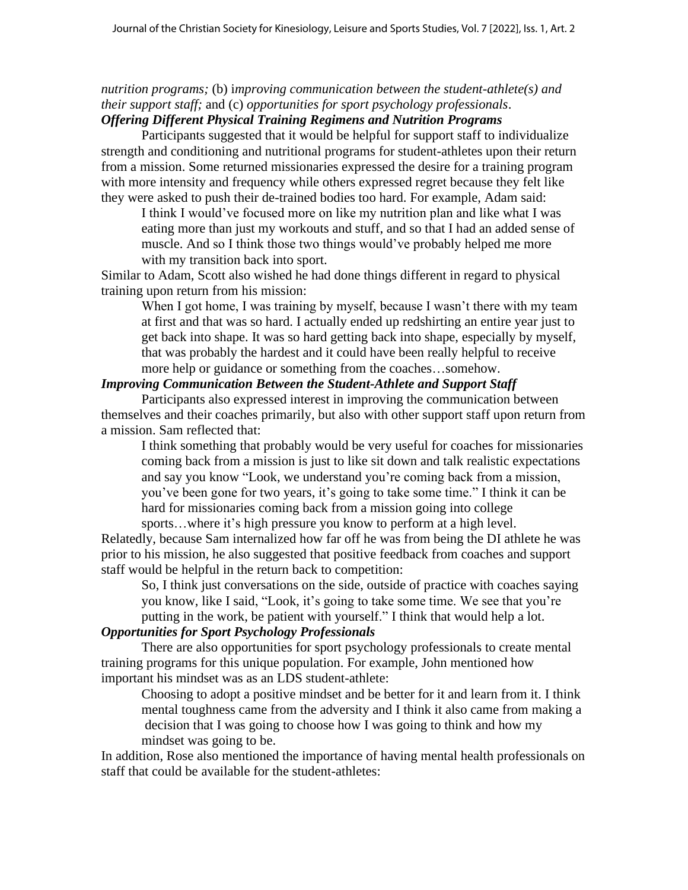*nutrition programs;* (b) i*mproving communication between the student-athlete(s) and their support staff;* and (c) *opportunities for sport psychology professionals*.

### *Offering Different Physical Training Regimens and Nutrition Programs*

Participants suggested that it would be helpful for support staff to individualize strength and conditioning and nutritional programs for student-athletes upon their return from a mission. Some returned missionaries expressed the desire for a training program with more intensity and frequency while others expressed regret because they felt like they were asked to push their de-trained bodies too hard. For example, Adam said:

> I think I would've focused more on like my nutrition plan and like what I was eating more than just my workouts and stuff, and so that I had an added sense of muscle. And so I think those two things would've probably helped me more with my transition back into sport.

Similar to Adam, Scott also wished he had done things different in regard to physical training upon return from his mission:

> When I got home, I was training by myself, because I wasn't there with my team at first and that was so hard. I actually ended up redshirting an entire year just to get back into shape. It was so hard getting back into shape, especially by myself, that was probably the hardest and it could have been really helpful to receive more help or guidance or something from the coaches…somehow.

### *Improving Communication Between the Student-Athlete and Support Staff*

Participants also expressed interest in improving the communication between themselves and their coaches primarily, but also with other support staff upon return from a mission. Sam reflected that:

> I think something that probably would be very useful for coaches for missionaries coming back from a mission is just to like sit down and talk realistic expectations and say you know "Look, we understand you're coming back from a mission, you've been gone for two years, it's going to take some time." I think it can be hard for missionaries coming back from a mission going into college sports…where it's high pressure you know to perform at a high level.

Relatedly, because Sam internalized how far off he was from being the DI athlete he was prior to his mission, he also suggested that positive feedback from coaches and support staff would be helpful in the return back to competition:

> So, I think just conversations on the side, outside of practice with coaches saying you know, like I said, "Look, it's going to take some time. We see that you're putting in the work, be patient with yourself." I think that would help a lot.

### *Opportunities for Sport Psychology Professionals*

There are also opportunities for sport psychology professionals to create mental training programs for this unique population. For example, John mentioned how important his mindset was as an LDS student-athlete:

> Choosing to adopt a positive mindset and be better for it and learn from it. I think mental toughness came from the adversity and I think it also came from making a decision that I was going to choose how I was going to think and how my mindset was going to be.

In addition, Rose also mentioned the importance of having mental health professionals on staff that could be available for the student-athletes: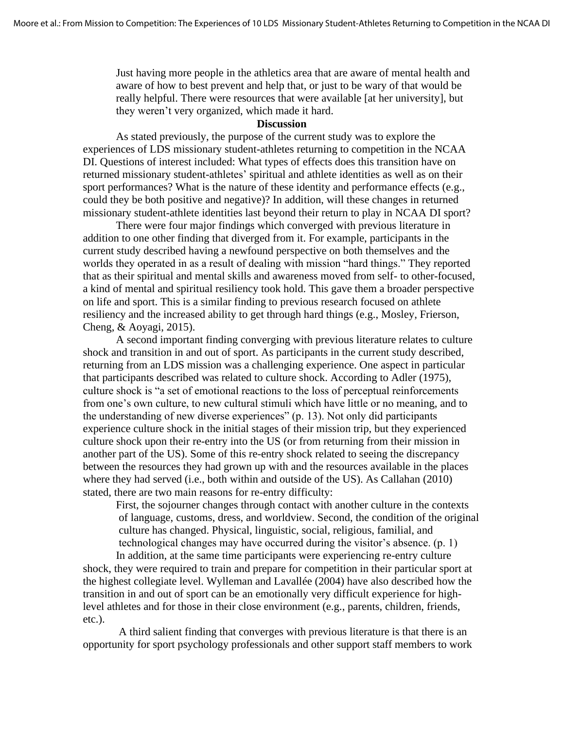> Just having more people in the athletics area that are aware of mental health and aware of how to best prevent and help that, or just to be wary of that would be really helpful. There were resources that were available [at her university], but they weren't very organized, which made it hard.

## Discussion

As stated previously, the purpose of the current study was to explore the experiences of LDS missionary student-athletes returning to competition in the NCAA DI. Questions of interest included: What types of effects does this transition have on returned missionary student-athletes' spiritual and athlete identities as well as on their sport performances? What is the nature of these identity and performance effects (e.g., could they be both positive and negative)? In addition, will these changes in returned missionary student-athlete identities last beyond their return to play in NCAA DI sport?

There were four major findings which converged with previous literature in addition to one other finding that diverged from it. For example, participants in the current study described having a newfound perspective on both themselves and the worlds they operated in as a result of dealing with mission "hard things." They reported that as their spiritual and mental skills and awareness moved from self- to other-focused, a kind of mental and spiritual resiliency took hold. This gave them a broader perspective on life and sport. This is a similar finding to previous research focused on athlete resiliency and the increased ability to get through hard things (e.g., Mosley, Frierson, Cheng, & Aoyagi, 2015).

A second important finding converging with previous literature relates to culture shock and transition in and out of sport. As participants in the current study described, returning from an LDS mission was a challenging experience. One aspect in particular that participants described was related to culture shock. According to Adler (1975), culture shock is "a set of emotional reactions to the loss of perceptual reinforcements from one's own culture, to new cultural stimuli which have little or no meaning, and to the understanding of new diverse experiences" (p. 13). Not only did participants experience culture shock in the initial stages of their mission trip, but they experienced culture shock upon their re-entry into the US (or from returning from their mission in another part of the US). Some of this re-entry shock related to seeing the discrepancy between the resources they had grown up with and the resources available in the places where they had served (i.e., both within and outside of the US). As Callahan (2010) stated, there are two main reasons for re-entry difficulty:

> First, the sojourner changes through contact with another culture in the contexts of language, customs, dress, and worldview. Second, the condition of the original culture has changed. Physical, linguistic, social, religious, familial, and technological changes may have occurred during the visitor's absence. (p. 1)

In addition, at the same time participants were experiencing re-entry culture shock, they were required to train and prepare for competition in their particular sport at the highest collegiate level. Wylleman and Lavallée (2004) have also described how the transition in and out of sport can be an emotionally very difficult experience for high-level athletes and for those in their close environment (e.g., parents, children, friends, etc.).

A third salient finding that converges with previous literature is that there is an opportunity for sport psychology professionals and other support staff members to work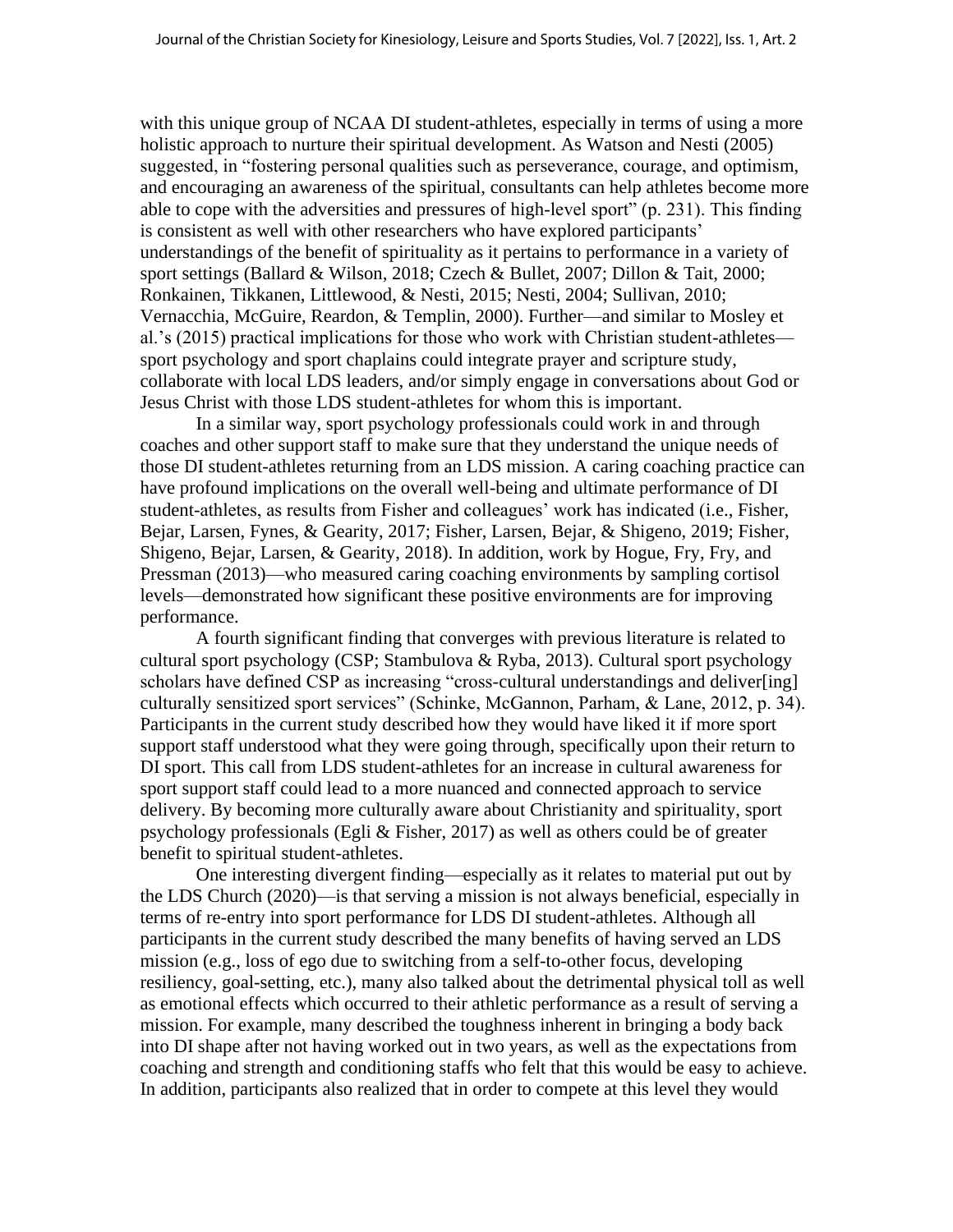with this unique group of NCAA DI student-athletes, especially in terms of using a more holistic approach to nurture their spiritual development. As Watson and Nesti (2005) suggested, in "fostering personal qualities such as perseverance, courage, and optimism, and encouraging an awareness of the spiritual, consultants can help athletes become more able to cope with the adversities and pressures of high-level sport" (p. 231). This finding is consistent as well with other researchers who have explored participants' understandings of the benefit of spirituality as it pertains to performance in a variety of sport settings (Ballard & Wilson, 2018; Czech & Bullet, 2007; Dillon & Tait, 2000; Ronkainen, Tikkanen, Littlewood, & Nesti, 2015; Nesti, 2004; Sullivan, 2010; Vernacchia, McGuire, Reardon, & Templin, 2000). Further—and similar to Mosley et al.'s (2015) practical implications for those who work with Christian student-athletes—sport psychology and sport chaplains could integrate prayer and scripture study, collaborate with local LDS leaders, and/or simply engage in conversations about God or Jesus Christ with those LDS student-athletes for whom this is important.

In a similar way, sport psychology professionals could work in and through coaches and other support staff to make sure that they understand the unique needs of those DI student-athletes returning from an LDS mission. A caring coaching practice can have profound implications on the overall well-being and ultimate performance of DI student-athletes, as results from Fisher and colleagues' work has indicated (i.e., Fisher, Bejar, Larsen, Fynes, & Gearity, 2017; Fisher, Larsen, Bejar, & Shigeno, 2019; Fisher, Shigeno, Bejar, Larsen, & Gearity, 2018). In addition, work by Hogue, Fry, Fry, and Pressman (2013)—who measured caring coaching environments by sampling cortisol levels—demonstrated how significant these positive environments are for improving performance.

A fourth significant finding that converges with previous literature is related to cultural sport psychology (CSP; Stambulova & Ryba, 2013). Cultural sport psychology scholars have defined CSP as increasing "cross-cultural understandings and deliver[ing] culturally sensitized sport services" (Schinke, McGannon, Parham, & Lane, 2012, p. 34). Participants in the current study described how they would have liked it if more sport support staff understood what they were going through, specifically upon their return to DI sport. This call from LDS student-athletes for an increase in cultural awareness for sport support staff could lead to a more nuanced and connected approach to service delivery. By becoming more culturally aware about Christianity and spirituality, sport psychology professionals (Egli & Fisher, 2017) as well as others could be of greater benefit to spiritual student-athletes.

One interesting divergent finding—especially as it relates to material put out by the LDS Church (2020)—is that serving a mission is not always beneficial, especially in terms of re-entry into sport performance for LDS DI student-athletes. Although all participants in the current study described the many benefits of having served an LDS mission (e.g., loss of ego due to switching from a self-to-other focus, developing resiliency, goal-setting, etc.), many also talked about the detrimental physical toll as well as emotional effects which occurred to their athletic performance as a result of serving a mission. For example, many described the toughness inherent in bringing a body back into DI shape after not having worked out in two years, as well as the expectations from coaching and strength and conditioning staffs who felt that this would be easy to achieve. In addition, participants also realized that in order to compete at this level they would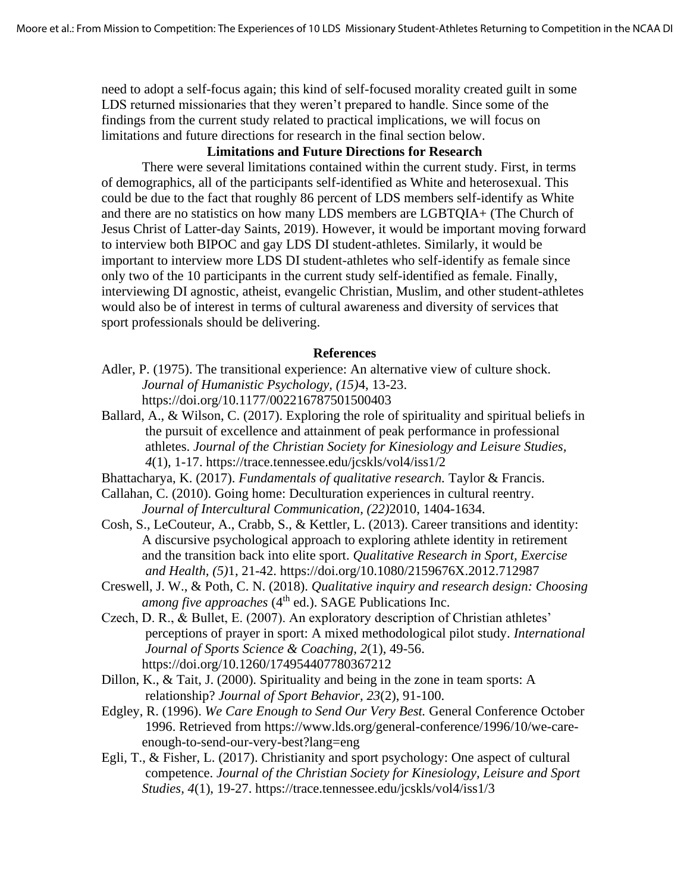need to adopt a self-focus again; this kind of self-focused morality created guilt in some LDS returned missionaries that they weren't prepared to handle. Since some of the findings from the current study related to practical implications, we will focus on limitations and future directions for research in the final section below.

## Limitations and Future Directions for Research

There were several limitations contained within the current study. First, in terms of demographics, all of the participants self-identified as White and heterosexual. This could be due to the fact that roughly 86 percent of LDS members self-identify as White and there are no statistics on how many LDS members are LGBTQIA+ (The Church of Jesus Christ of Latter-day Saints, 2019). However, it would be important moving forward to interview both BIPOC and gay LDS DI student-athletes. Similarly, it would be important to interview more LDS DI student-athletes who self-identify as female since only two of the 10 participants in the current study self-identified as female. Finally, interviewing DI agnostic, atheist, evangelic Christian, Muslim, and other student-athletes would also be of interest in terms of cultural awareness and diversity of services that sport professionals should be delivering.

## References

Adler, P. (1975). The transitional experience: An alternative view of culture shock. *Journal of Humanistic Psychology, (15)*4, 13-23. https://doi.org/10.1177/002216787501500403

Ballard, A., & Wilson, C. (2017). Exploring the role of spirituality and spiritual beliefs in the pursuit of excellence and attainment of peak performance in professional athletes. *Journal of the Christian Society for Kinesiology and Leisure Studies, 4*(1), 1-17. https://trace.tennessee.edu/jcskls/vol4/iss1/2

Bhattacharya, K. (2017). *Fundamentals of qualitative research.* Taylor & Francis.

Callahan, C. (2010). Going home: Deculturation experiences in cultural reentry. *Journal of Intercultural Communication, (22)*2010, 1404-1634.

Cosh, S., LeCouteur, A., Crabb, S., & Kettler, L. (2013). Career transitions and identity: A discursive psychological approach to exploring athlete identity in retirement and the transition back into elite sport. *Qualitative Research in Sport, Exercise and Health, (5)*1, 21-42. https://doi.org/10.1080/2159676X.2012.712987

Creswell, J. W., & Poth, C. N. (2018). *Qualitative inquiry and research design: Choosing among five approaches* (4th ed.). SAGE Publications Inc.

Czech, D. R., & Bullet, E. (2007). An exploratory description of Christian athletes' perceptions of prayer in sport: A mixed methodological pilot study. *International Journal of Sports Science & Coaching, 2*(1), 49-56. https://doi.org/10.1260/174954407780367212

Dillon, K., & Tait, J. (2000). Spirituality and being in the zone in team sports: A relationship? *Journal of Sport Behavior, 23*(2), 91-100.

Edgley, R. (1996). *We Care Enough to Send Our Very Best.* General Conference October 1996. Retrieved from https://www.lds.org/general-conference/1996/10/we-care-enough-to-send-our-very-best?lang=eng

Egli, T., & Fisher, L. (2017). Christianity and sport psychology: One aspect of cultural competence. *Journal of the Christian Society for Kinesiology, Leisure and Sport Studies, 4*(1), 19-27. https://trace.tennessee.edu/jcskls/vol4/iss1/3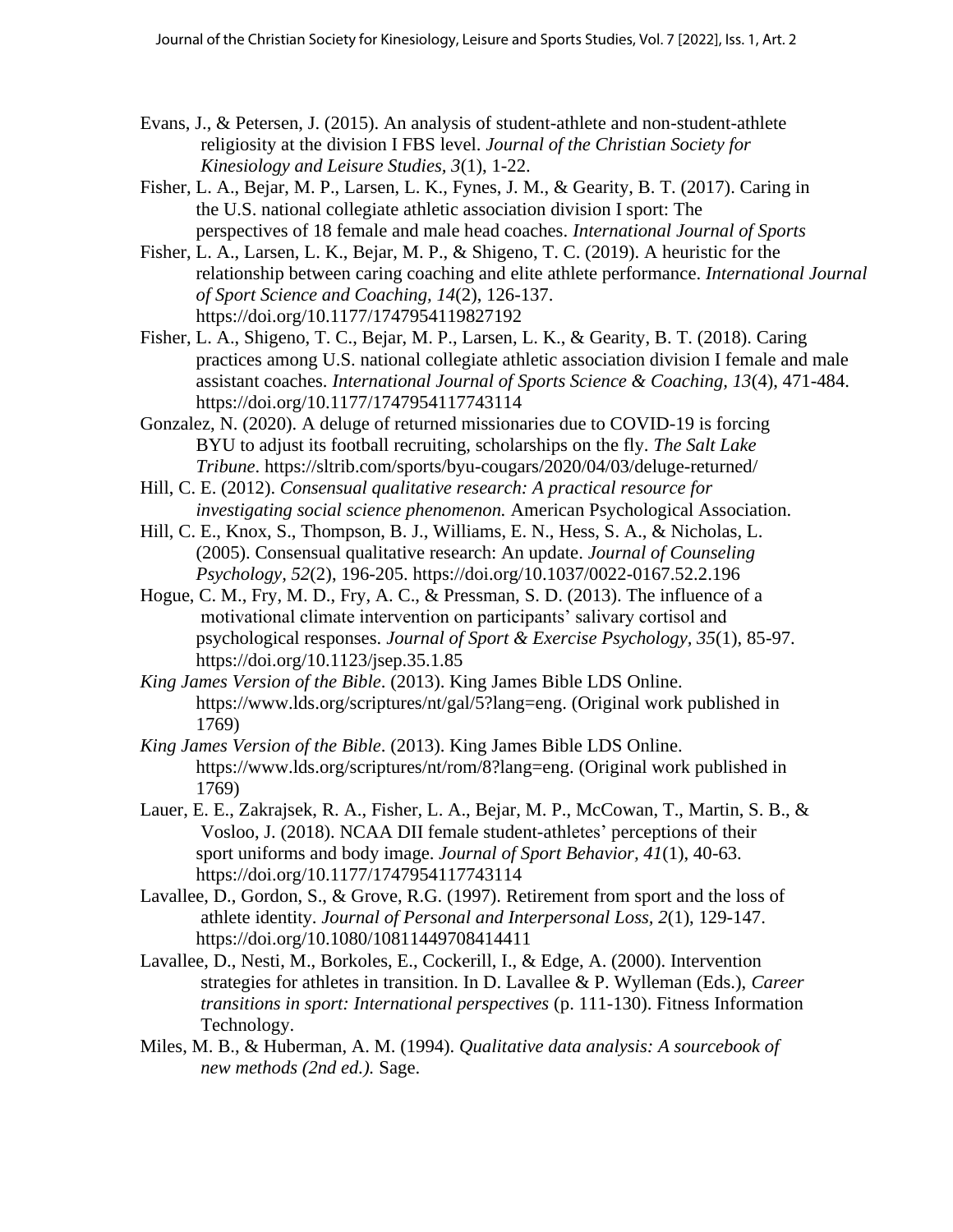Evans, J., & Petersen, J. (2015). An analysis of student-athlete and non-student-athlete religiosity at the division I FBS level. *Journal of the Christian Society for Kinesiology and Leisure Studies, 3*(1), 1-22.

Fisher, L. A., Bejar, M. P., Larsen, L. K., Fynes, J. M., & Gearity, B. T. (2017). Caring in the U.S. national collegiate athletic association division I sport: The perspectives of 18 female and male head coaches. *International Journal of Sports*

Fisher, L. A., Larsen, L. K., Bejar, M. P., & Shigeno, T. C. (2019). A heuristic for the relationship between caring coaching and elite athlete performance. *International Journal of Sport Science and Coaching, 14*(2), 126-137. https://doi.org/10.1177/1747954119827192

Fisher, L. A., Shigeno, T. C., Bejar, M. P., Larsen, L. K., & Gearity, B. T. (2018). Caring practices among U.S. national collegiate athletic association division I female and male assistant coaches. *International Journal of Sports Science & Coaching, 13*(4), 471-484. https://doi.org/10.1177/1747954117743114

Gonzalez, N. (2020). A deluge of returned missionaries due to COVID-19 is forcing BYU to adjust its football recruiting, scholarships on the fly. *The Salt Lake Tribune*. https://sltrib.com/sports/byu-cougars/2020/04/03/deluge-returned/

Hill, C. E. (2012). *Consensual qualitative research: A practical resource for investigating social science phenomenon.* American Psychological Association.

Hill, C. E., Knox, S., Thompson, B. J., Williams, E. N., Hess, S. A., & Nicholas, L. (2005). Consensual qualitative research: An update. *Journal of Counseling Psychology, 52*(2), 196-205. https://doi.org/10.1037/0022-0167.52.2.196

Hogue, C. M., Fry, M. D., Fry, A. C., & Pressman, S. D. (2013). The influence of a motivational climate intervention on participants' salivary cortisol and psychological responses. *Journal of Sport & Exercise Psychology, 35*(1), 85-97. https://doi.org/10.1123/jsep.35.1.85

*King James Version of the Bible*. (2013). King James Bible LDS Online. https://www.lds.org/scriptures/nt/gal/5?lang=eng. (Original work published in 1769)

*King James Version of the Bible*. (2013). King James Bible LDS Online. https://www.lds.org/scriptures/nt/rom/8?lang=eng. (Original work published in 1769)

Lauer, E. E., Zakrajsek, R. A., Fisher, L. A., Bejar, M. P., McCowan, T., Martin, S. B., & Vosloo, J. (2018). NCAA DII female student-athletes' perceptions of their sport uniforms and body image. *Journal of Sport Behavior, 41*(1), 40-63. https://doi.org/10.1177/1747954117743114

Lavallee, D., Gordon, S., & Grove, R.G. (1997). Retirement from sport and the loss of athlete identity. *Journal of Personal and Interpersonal Loss, 2*(1), 129-147. https://doi.org/10.1080/10811449708414411

Lavallee, D., Nesti, M., Borkoles, E., Cockerill, I., & Edge, A. (2000). Intervention strategies for athletes in transition. In D. Lavallee & P. Wylleman (Eds.), *Career transitions in sport: International perspectives* (p. 111-130). Fitness Information Technology.

Miles, M. B., & Huberman, A. M. (1994). *Qualitative data analysis: A sourcebook of new methods (2nd ed.).* Sage.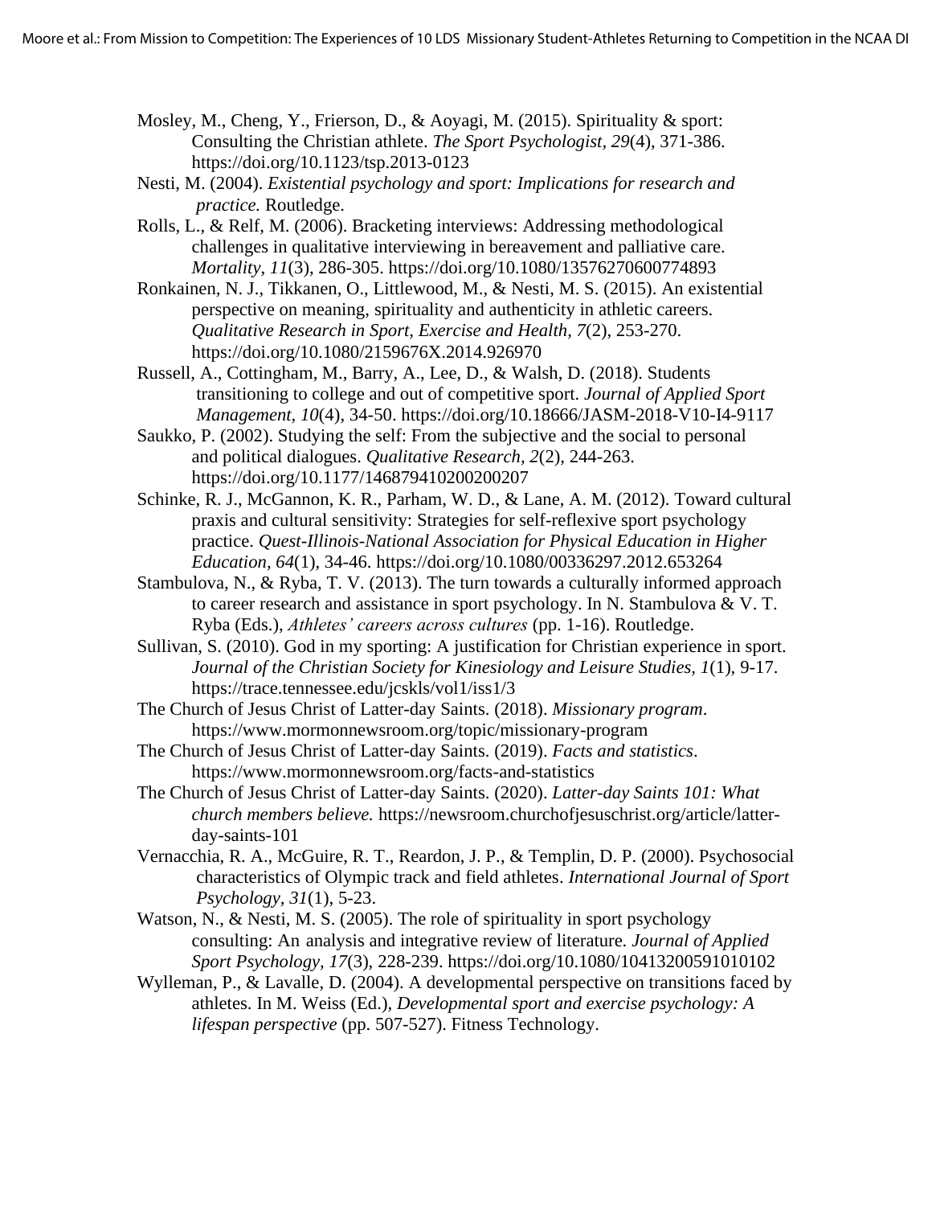Mosley, M., Cheng, Y., Frierson, D., & Aoyagi, M. (2015). Spirituality & sport: Consulting the Christian athlete. *The Sport Psychologist, 29*(4), 371-386. https://doi.org/10.1123/tsp.2013-0123

Nesti, M. (2004). *Existential psychology and sport: Implications for research and practice.* Routledge.

Rolls, L., & Relf, M. (2006). Bracketing interviews: Addressing methodological challenges in qualitative interviewing in bereavement and palliative care. *Mortality, 11*(3), 286-305. https://doi.org/10.1080/13576270600774893

Ronkainen, N. J., Tikkanen, O., Littlewood, M., & Nesti, M. S. (2015). An existential perspective on meaning, spirituality and authenticity in athletic careers. *Qualitative Research in Sport, Exercise and Health, 7*(2), 253-270. https://doi.org/10.1080/2159676X.2014.926970

Russell, A., Cottingham, M., Barry, A., Lee, D., & Walsh, D. (2018). Students transitioning to college and out of competitive sport. *Journal of Applied Sport Management, 10*(4), 34-50. https://doi.org/10.18666/JASM-2018-V10-I4-9117

Saukko, P. (2002). Studying the self: From the subjective and the social to personal and political dialogues. *Qualitative Research, 2*(2), 244-263. https://doi.org/10.1177/146879410200200207

Schinke, R. J., McGannon, K. R., Parham, W. D., & Lane, A. M. (2012). Toward cultural praxis and cultural sensitivity: Strategies for self-reflexive sport psychology practice. *Quest-Illinois-National Association for Physical Education in Higher Education, 64*(1), 34-46. https://doi.org/10.1080/00336297.2012.653264

Stambulova, N., & Ryba, T. V. (2013). The turn towards a culturally informed approach to career research and assistance in sport psychology. In N. Stambulova & V. T. Ryba (Eds.), *Athletes' careers across cultures* (pp. 1-16). Routledge.

Sullivan, S. (2010). God in my sporting: A justification for Christian experience in sport. *Journal of the Christian Society for Kinesiology and Leisure Studies, 1*(1), 9-17. https://trace.tennessee.edu/jcsklsvol1/iss1/3

The Church of Jesus Christ of Latter-day Saints. (2018). *Missionary program*. https://www.mormonnewsroom.org/topic/missionary-program

The Church of Jesus Christ of Latter-day Saints. (2019). *Facts and statistics*. https://www.mormonnewsroom.org/facts-and-statistics

The Church of Jesus Christ of Latter-day Saints. (2020). *Latter-day Saints 101: What church members believe.* https://newsroom.churchofjesuschrist.org/article/latter-day-saints-101

Vernacchia, R. A., McGuire, R. T., Reardon, J. P., & Templin, D. P. (2000). Psychosocial characteristics of Olympic track and field athletes. *International Journal of Sport Psychology, 31*(1), 5-23.

Watson, N., & Nesti, M. S. (2005). The role of spirituality in sport psychology consulting: An analysis and integrative review of literature. *Journal of Applied Sport Psychology, 17*(3), 228-239. https://doi.org/10.1080/10413200591010102

Wylleman, P., & Lavalle, D. (2004). A developmental perspective on transitions faced by athletes. In M. Weiss (Ed.), *Developmental sport and exercise psychology: A lifespan perspective* (pp. 507-527). Fitness Technology.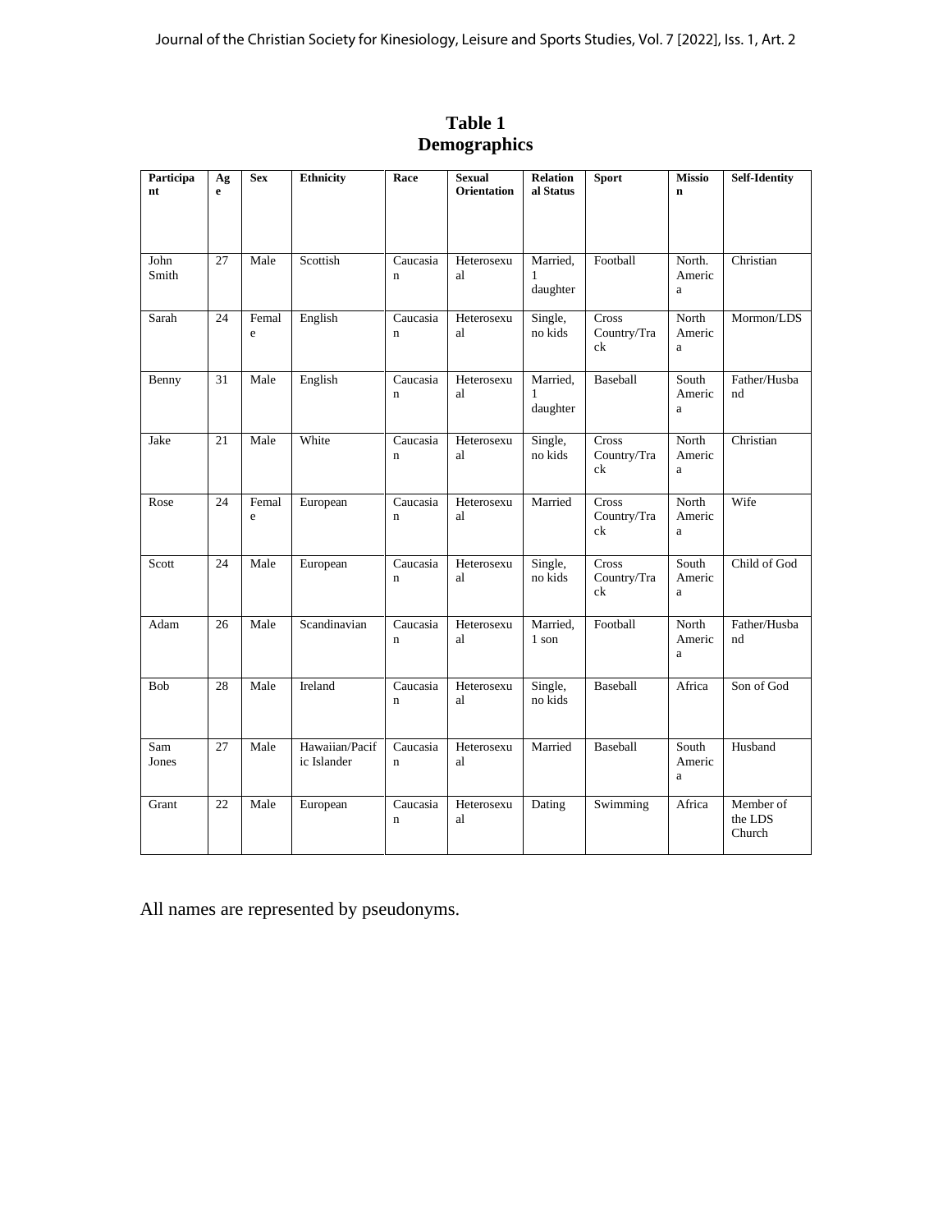**Table 1**
**Demographics**

| Participant | Age | Sex | Ethnicity | Race | Sexual Orientation | Relational Status | Sport | Mission | Self-Identity |
|---|---|---|---|---|---|---|---|---|---|
| John Smith | 27 | Male | Scottish | Caucasian | Heterosexual | Married, 1 daughter | Football | North. America | Christian |
| Sarah | 24 | Female | English | Caucasian | Heterosexual | Single, no kids | Cross Country/Track | North America | Mormon/LDS |
| Benny | 31 | Male | English | Caucasian | Heterosexual | Married, 1 daughter | Baseball | South America | Father/Husband |
| Jake | 21 | Male | White | Caucasian | Heterosexual | Single, no kids | Cross Country/Track | North America | Christian |
| Rose | 24 | Female | European | Caucasian | Heterosexual | Married | Cross Country/Track | North America | Wife |
| Scott | 24 | Male | European | Caucasian | Heterosexual | Single, no kids | Cross Country/Track | South America | Child of God |
| Adam | 26 | Male | Scandinavian | Caucasian | Heterosexual | Married, 1 son | Football | North America | Father/Husband |
| Bob | 28 | Male | Ireland | Caucasian | Heterosexual | Single, no kids | Baseball | Africa | Son of God |
| Sam Jones | 27 | Male | Hawaiian/Pacific Islander | Caucasian | Heterosexual | Married | Baseball | South America | Husband |
| Grant | 22 | Male | European | Caucasian | Heterosexual | Dating | Swimming | Africa | Member of the LDS Church |

All names are represented by pseudonyms.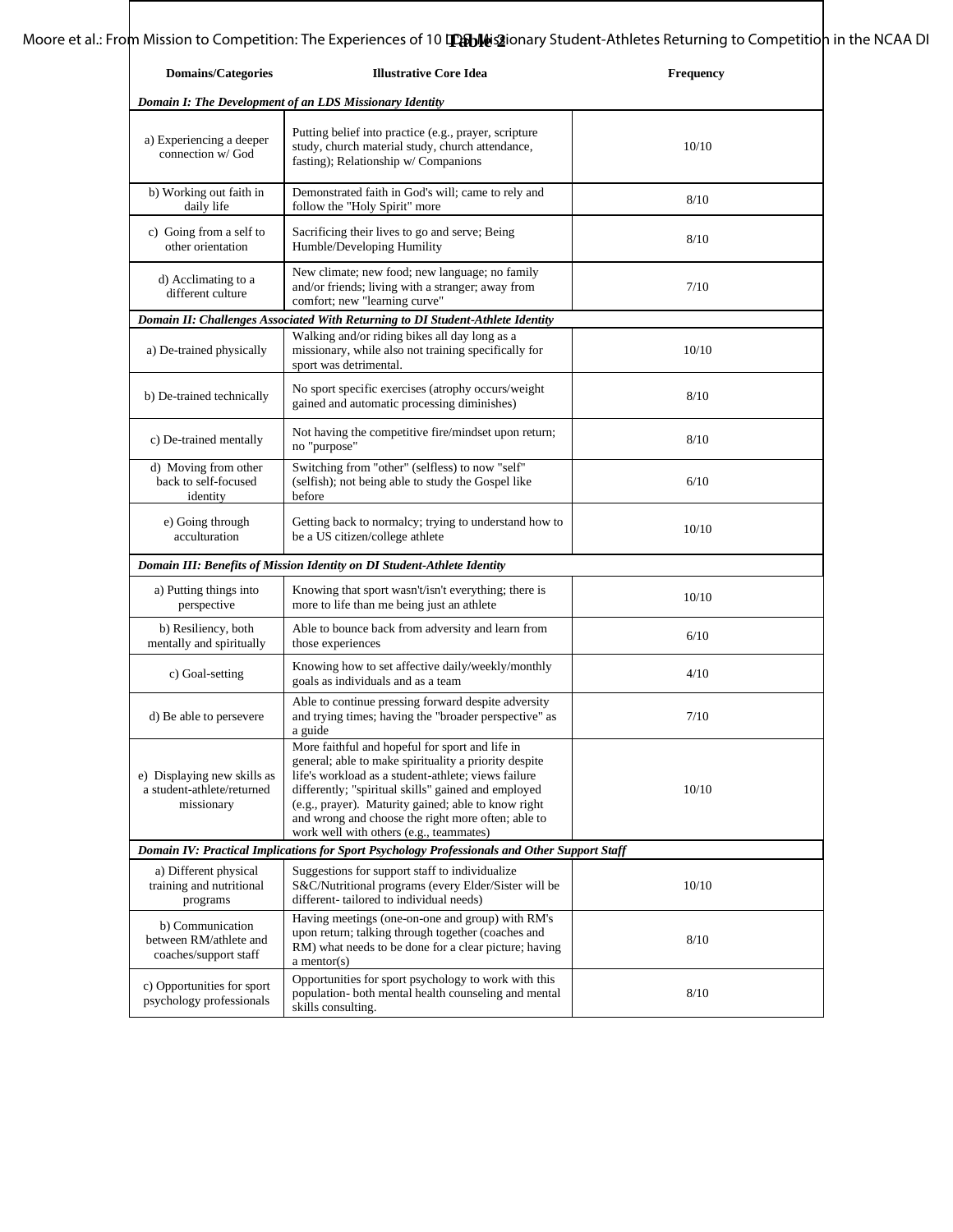**Table 2**

| Domains/Categories | Illustrative Core Idea | Frequency |
|---|---|---|
| ***Domain I: The Development of an LDS Missionary Identity*** | | |
| a) Experiencing a deeper connection w/ God | Putting belief into practice (e.g., prayer, scripture study, church material study, church attendance, fasting); Relationship w/ Companions | 10/10 |
| b) Working out faith in daily life | Demonstrated faith in God's will; came to rely and follow the "Holy Spirit" more | 8/10 |
| c) Going from a self to other orientation | Sacrificing their lives to go and serve; Being Humble/Developing Humility | 8/10 |
| d) Acclimating to a different culture | New climate; new food; new language; no family and/or friends; living with a stranger; away from comfort; new "learning curve" | 7/10 |
| ***Domain II: Challenges Associated With Returning to DI Student-Athlete Identity*** | | |
| a) De-trained physically | Walking and/or riding bikes all day long as a missionary, while also not training specifically for sport was detrimental. | 10/10 |
| b) De-trained technically | No sport specific exercises (atrophy occurs/weight gained and automatic processing diminishes) | 8/10 |
| c) De-trained mentally | Not having the competitive fire/mindset upon return; no "purpose" | 8/10 |
| d) Moving from other back to self-focused identity | Switching from "other" (selfless) to now "self" (selfish); not being able to study the Gospel like before | 6/10 |
| e) Going through acculturation | Getting back to normalcy; trying to understand how to be a US citizen/college athlete | 10/10 |
| ***Domain III: Benefits of Mission Identity on DI Student-Athlete Identity*** | | |
| a) Putting things into perspective | Knowing that sport wasn't/isn't everything; there is more to life than me being just an athlete | 10/10 |
| b) Resiliency, both mentally and spiritually | Able to bounce back from adversity and learn from those experiences | 6/10 |
| c) Goal-setting | Knowing how to set affective daily/weekly/monthly goals as individuals and as a team | 4/10 |
| d) Be able to persevere | Able to continue pressing forward despite adversity and trying times; having the "broader perspective" as a guide | 7/10 |
| e) Displaying new skills as a student-athlete/returned missionary | More faithful and hopeful for sport and life in general; able to make spirituality a priority despite life's workload as a student-athlete; views failure differently; "spiritual skills" gained and employed (e.g., prayer). Maturity gained; able to know right and wrong and choose the right more often; able to work well with others (e.g., teammates) | 10/10 |
| ***Domain IV: Practical Implications for Sport Psychology Professionals and Other Support Staff*** | | |
| a) Different physical training and nutritional programs | Suggestions for support staff to individualize S&C/Nutritional programs (every Elder/Sister will be different- tailored to individual needs) | 10/10 |
| b) Communication between RM/athlete and coaches/support staff | Having meetings (one-on-one and group) with RM's upon return; talking through together (coaches and RM) what needs to be done for a clear picture; having a mentor(s) | 8/10 |
| c) Opportunities for sport psychology professionals | Opportunities for sport psychology to work with this population- both mental health counseling and mental skills consulting. | 8/10 |